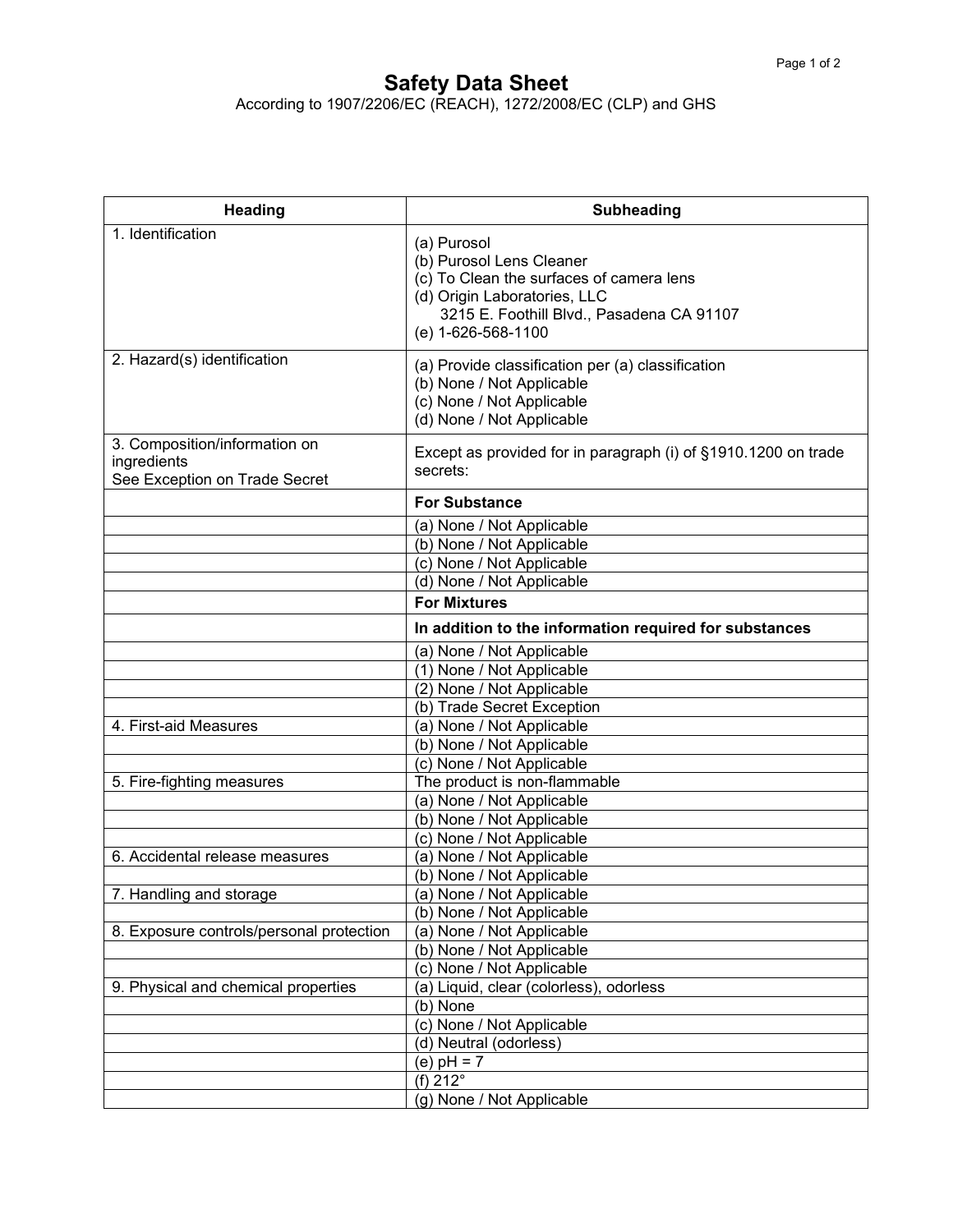# Safety Data Sheet

According to 1907/2206/EC (REACH), 1272/2008/EC (CLP) and GHS

| Heading | Subheading |
|---|---|
| 1. Identification | (a) Purosol<br>(b) Purosol Lens Cleaner<br>(c) To Clean the surfaces of camera lens<br>(d) Origin Laboratories, LLC<br>3215 E. Foothill Blvd., Pasadena CA 91107<br>(e) 1-626-568-1100 |
| 2. Hazard(s) identification | (a) Provide classification per (a) classification<br>(b) None / Not Applicable<br>(c) None / Not Applicable<br>(d) None / Not Applicable |
| 3. Composition/information on ingredients<br>See Exception on Trade Secret | Except as provided for in paragraph (i) of §1910.1200 on trade secrets: |
| | **For Substance** |
| | (a) None / Not Applicable |
| | (b) None / Not Applicable |
| | (c) None / Not Applicable |
| | (d) None / Not Applicable |
| | **For Mixtures** |
| | **In addition to the information required for substances** |
| | (a) None / Not Applicable |
| | (1) None / Not Applicable |
| | (2) None / Not Applicable |
| | (b) Trade Secret Exception |
| 4. First-aid Measures | (a) None / Not Applicable |
| | (b) None / Not Applicable |
| | (c) None / Not Applicable |
| 5. Fire-fighting measures | The product is non-flammable |
| | (a) None / Not Applicable |
| | (b) None / Not Applicable |
| | (c) None / Not Applicable |
| 6. Accidental release measures | (a) None / Not Applicable |
| | (b) None / Not Applicable |
| 7. Handling and storage | (a) None / Not Applicable |
| | (b) None / Not Applicable |
| 8. Exposure controls/personal protection | (a) None / Not Applicable |
| | (b) None / Not Applicable |
| | (c) None / Not Applicable |
| 9. Physical and chemical properties | (a) Liquid, clear (colorless), odorless |
| | (b) None |
| | (c) None / Not Applicable |
| | (d) Neutral (odorless) |
| | (e) pH = 7 |
| | (f) 212° |
| | (g) None / Not Applicable |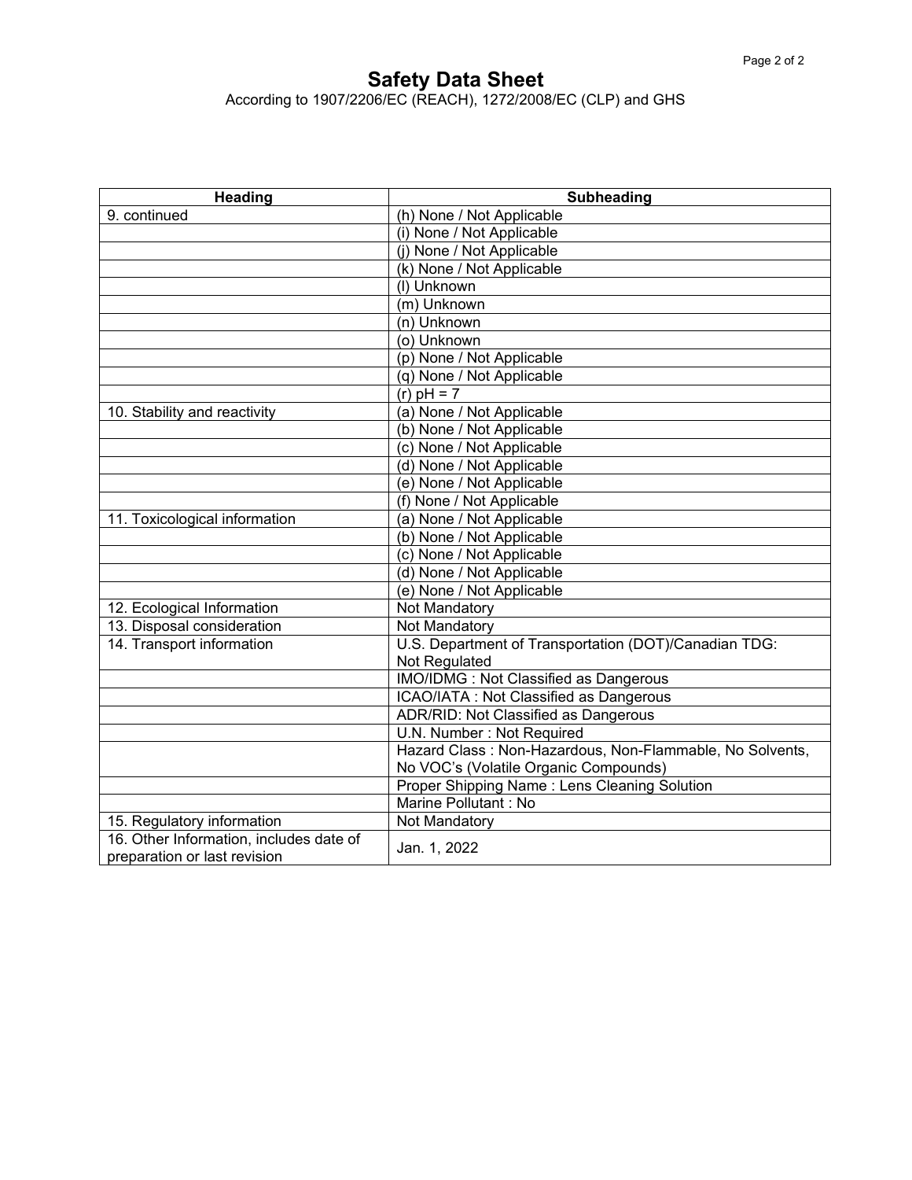# Safety Data Sheet

According to 1907/2206/EC (REACH), 1272/2008/EC (CLP) and GHS

| Heading | Subheading |
|---|---|
| 9. continued | (h) None / Not Applicable |
| | (i) None / Not Applicable |
| | (j) None / Not Applicable |
| | (k) None / Not Applicable |
| | (l) Unknown |
| | (m) Unknown |
| | (n) Unknown |
| | (o) Unknown |
| | (p) None / Not Applicable |
| | (q) None / Not Applicable |
| | (r) pH = 7 |
| 10. Stability and reactivity | (a) None / Not Applicable |
| | (b) None / Not Applicable |
| | (c) None / Not Applicable |
| | (d) None / Not Applicable |
| | (e) None / Not Applicable |
| | (f) None / Not Applicable |
| 11. Toxicological information | (a) None / Not Applicable |
| | (b) None / Not Applicable |
| | (c) None / Not Applicable |
| | (d) None / Not Applicable |
| | (e) None / Not Applicable |
| 12. Ecological Information | Not Mandatory |
| 13. Disposal consideration | Not Mandatory |
| 14. Transport information | U.S. Department of Transportation (DOT)/Canadian TDG: Not Regulated |
| | IMO/IDMG : Not Classified as Dangerous |
| | ICAO/IATA : Not Classified as Dangerous |
| | ADR/RID: Not Classified as Dangerous |
| | U.N. Number : Not Required |
| | Hazard Class : Non-Hazardous, Non-Flammable, No Solvents, No VOC's (Volatile Organic Compounds) |
| | Proper Shipping Name : Lens Cleaning Solution |
| | Marine Pollutant : No |
| 15. Regulatory information | Not Mandatory |
| 16. Other Information, includes date of preparation or last revision | Jan. 1, 2022 |